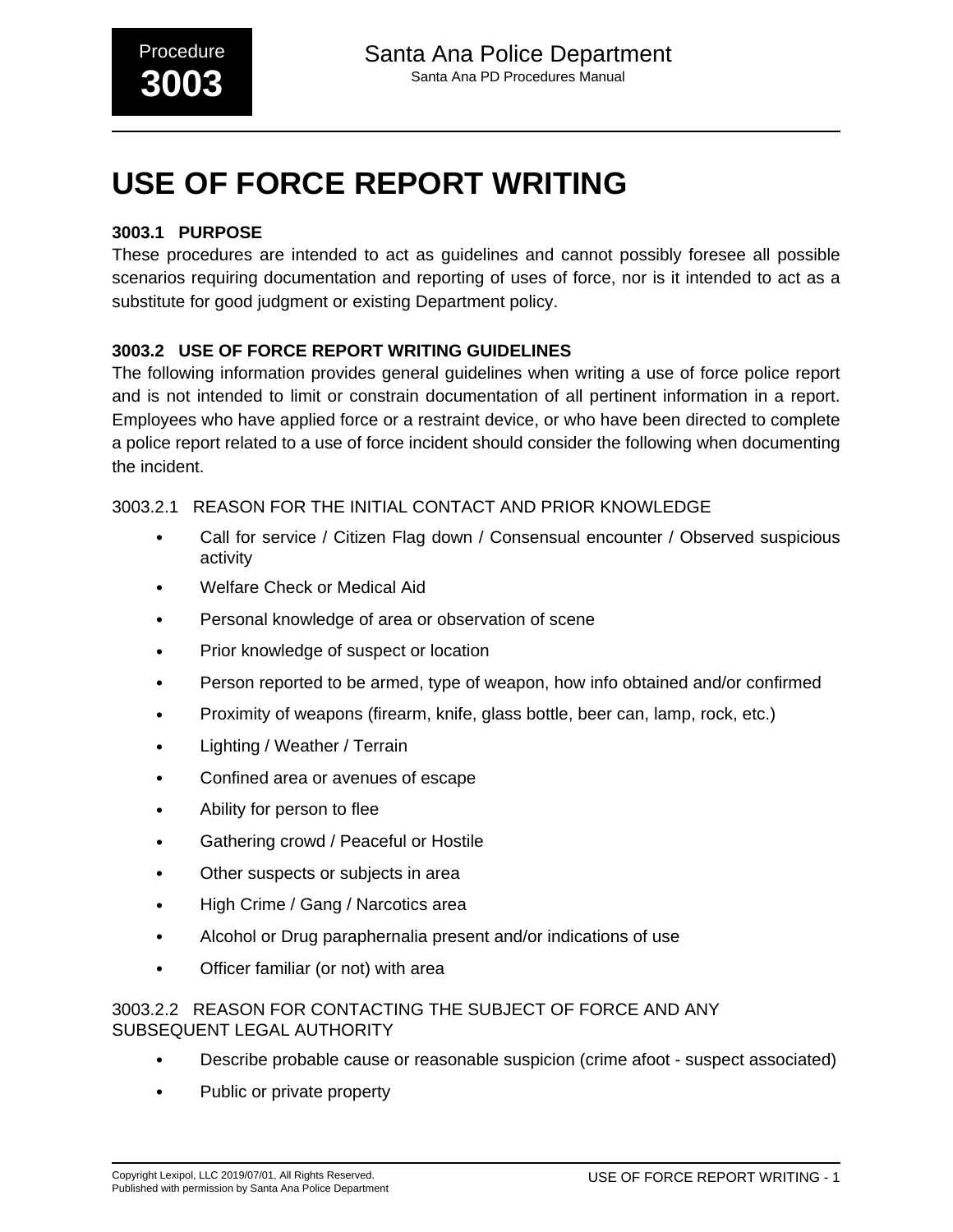# USE OF FORCE REPORT WRITING

## 3003.1 PURPOSE

These procedures are intended to act as guidelines and cannot possibly foresee all possible scenarios requiring documentation and reporting of uses of force, nor is it intended to act as a substitute for good judgment or existing Department policy.

## 3003.2 USE OF FORCE REPORT WRITING GUIDELINES

The following information provides general guidelines when writing a use of force police report and is not intended to limit or constrain documentation of all pertinent information in a report. Employees who have applied force or a restraint device, or who have been directed to complete a police report related to a use of force incident should consider the following when documenting the incident.

### 3003.2.1 REASON FOR THE INITIAL CONTACT AND PRIOR KNOWLEDGE

- Call for service / Citizen Flag down / Consensual encounter / Observed suspicious activity
- Welfare Check or Medical Aid
- Personal knowledge of area or observation of scene
- Prior knowledge of suspect or location
- Person reported to be armed, type of weapon, how info obtained and/or confirmed
- Proximity of weapons (firearm, knife, glass bottle, beer can, lamp, rock, etc.)
- Lighting / Weather / Terrain
- Confined area or avenues of escape
- Ability for person to flee
- Gathering crowd / Peaceful or Hostile
- Other suspects or subjects in area
- High Crime / Gang / Narcotics area
- Alcohol or Drug paraphernalia present and/or indications of use
- Officer familiar (or not) with area

### 3003.2.2 REASON FOR CONTACTING THE SUBJECT OF FORCE AND ANY SUBSEQUENT LEGAL AUTHORITY

- Describe probable cause or reasonable suspicion (crime afoot - suspect associated)
- Public or private property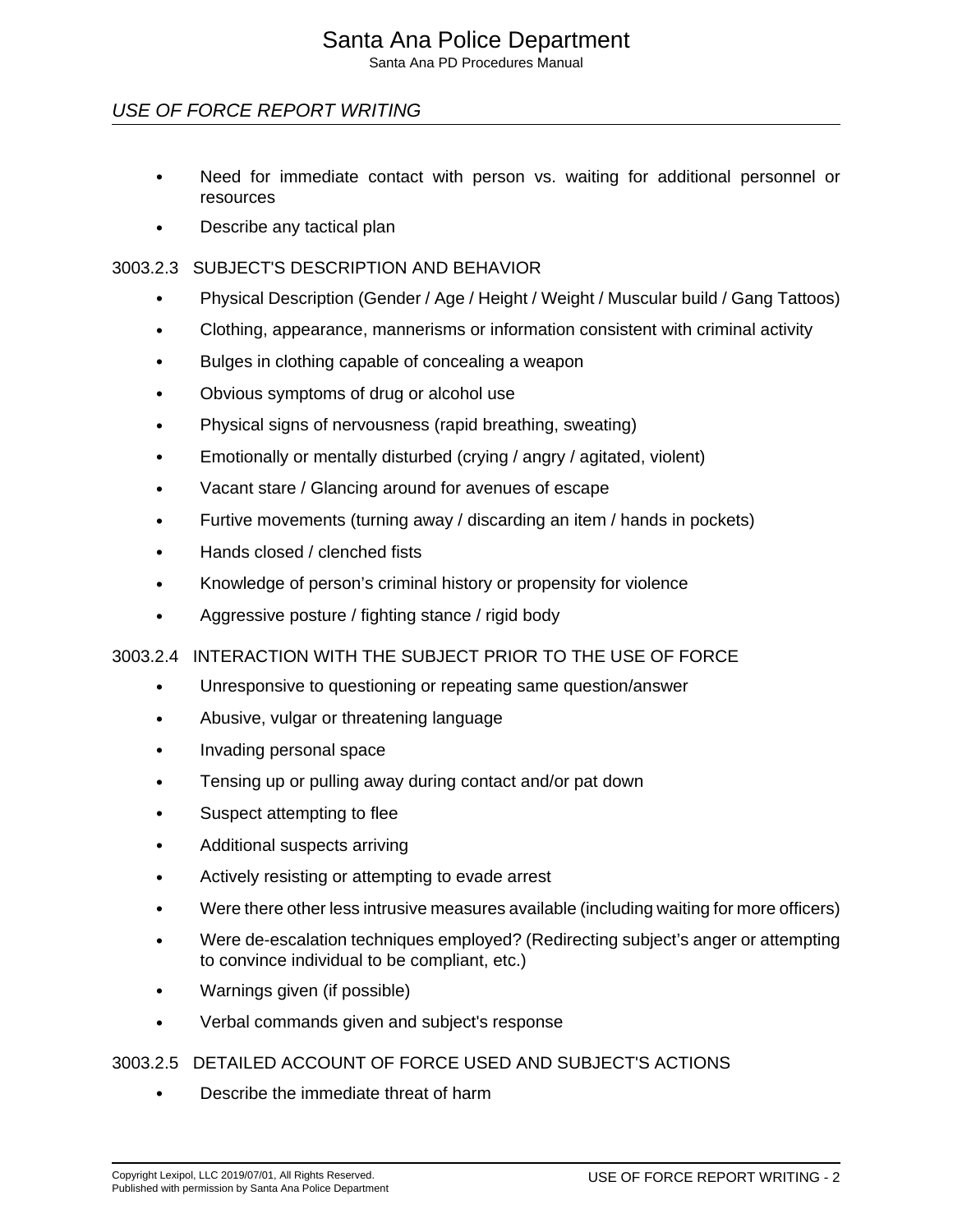- Need for immediate contact with person vs. waiting for additional personnel or resources
- Describe any tactical plan

### 3003.2.3 SUBJECT'S DESCRIPTION AND BEHAVIOR

- Physical Description (Gender / Age / Height / Weight / Muscular build / Gang Tattoos)
- Clothing, appearance, mannerisms or information consistent with criminal activity
- Bulges in clothing capable of concealing a weapon
- Obvious symptoms of drug or alcohol use
- Physical signs of nervousness (rapid breathing, sweating)
- Emotionally or mentally disturbed (crying / angry / agitated, violent)
- Vacant stare / Glancing around for avenues of escape
- Furtive movements (turning away / discarding an item / hands in pockets)
- Hands closed / clenched fists
- Knowledge of person’s criminal history or propensity for violence
- Aggressive posture / fighting stance / rigid body

### 3003.2.4 INTERACTION WITH THE SUBJECT PRIOR TO THE USE OF FORCE

- Unresponsive to questioning or repeating same question/answer
- Abusive, vulgar or threatening language
- Invading personal space
- Tensing up or pulling away during contact and/or pat down
- Suspect attempting to flee
- Additional suspects arriving
- Actively resisting or attempting to evade arrest
- Were there other less intrusive measures available (including waiting for more officers)
- Were de-escalation techniques employed? (Redirecting subject’s anger or attempting to convince individual to be compliant, etc.)
- Warnings given (if possible)
- Verbal commands given and subject's response

### 3003.2.5 DETAILED ACCOUNT OF FORCE USED AND SUBJECT'S ACTIONS

- Describe the immediate threat of harm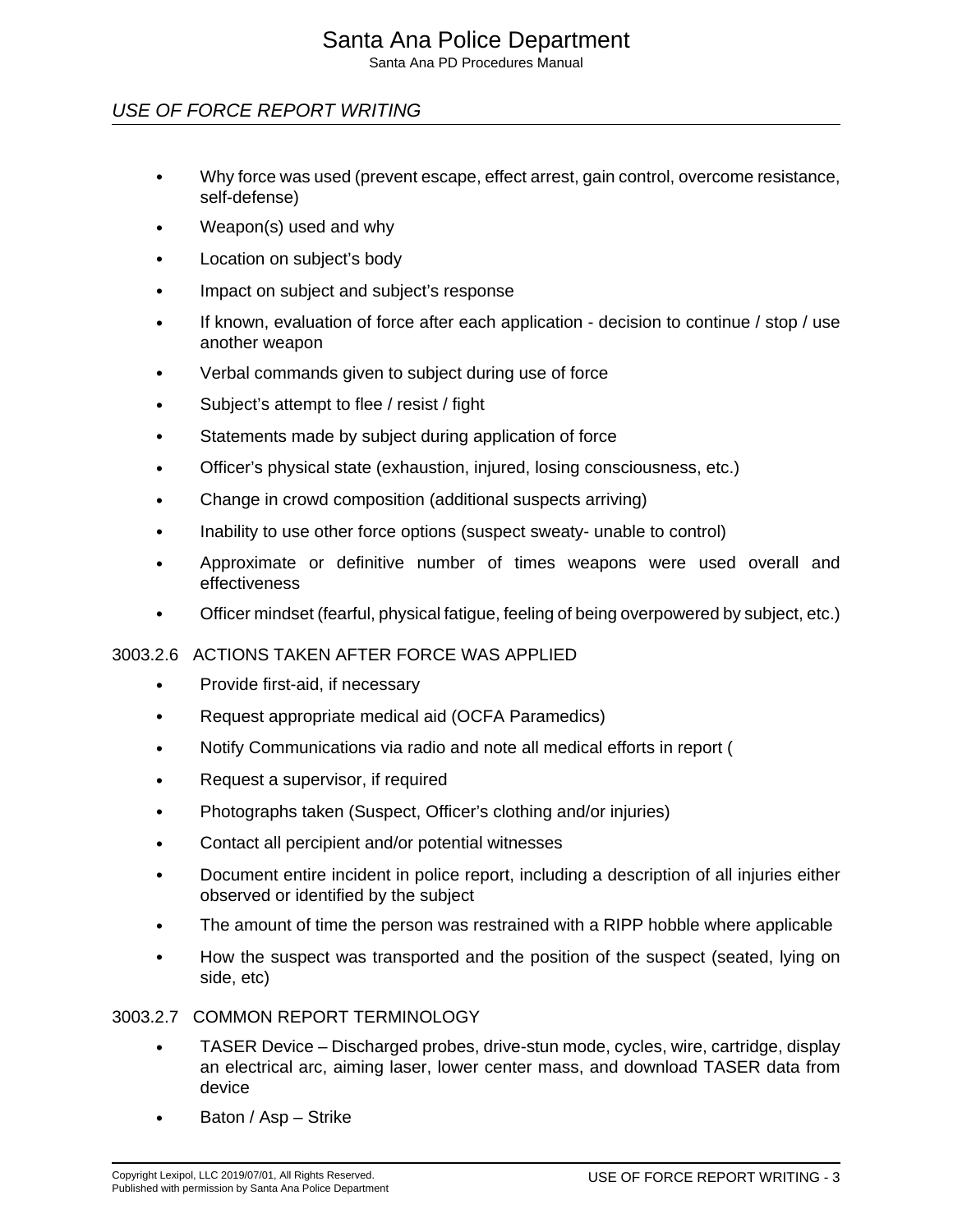- Why force was used (prevent escape, effect arrest, gain control, overcome resistance, self-defense)
- Weapon(s) used and why
- Location on subject's body
- Impact on subject and subject's response
- If known, evaluation of force after each application - decision to continue / stop / use another weapon
- Verbal commands given to subject during use of force
- Subject's attempt to flee / resist / fight
- Statements made by subject during application of force
- Officer's physical state (exhaustion, injured, losing consciousness, etc.)
- Change in crowd composition (additional suspects arriving)
- Inability to use other force options (suspect sweaty- unable to control)
- Approximate or definitive number of times weapons were used overall and effectiveness
- Officer mindset (fearful, physical fatigue, feeling of being overpowered by subject, etc.)

### 3003.2.6 ACTIONS TAKEN AFTER FORCE WAS APPLIED

- Provide first-aid, if necessary
- Request appropriate medical aid (OCFA Paramedics)
- Notify Communications via radio and note all medical efforts in report (
- Request a supervisor, if required
- Photographs taken (Suspect, Officer's clothing and/or injuries)
- Contact all percipient and/or potential witnesses
- Document entire incident in police report, including a description of all injuries either observed or identified by the subject
- The amount of time the person was restrained with a RIPP hobble where applicable
- How the suspect was transported and the position of the suspect (seated, lying on side, etc)

### 3003.2.7 COMMON REPORT TERMINOLOGY

- TASER Device – Discharged probes, drive-stun mode, cycles, wire, cartridge, display an electrical arc, aiming laser, lower center mass, and download TASER data from device
- Baton / Asp – Strike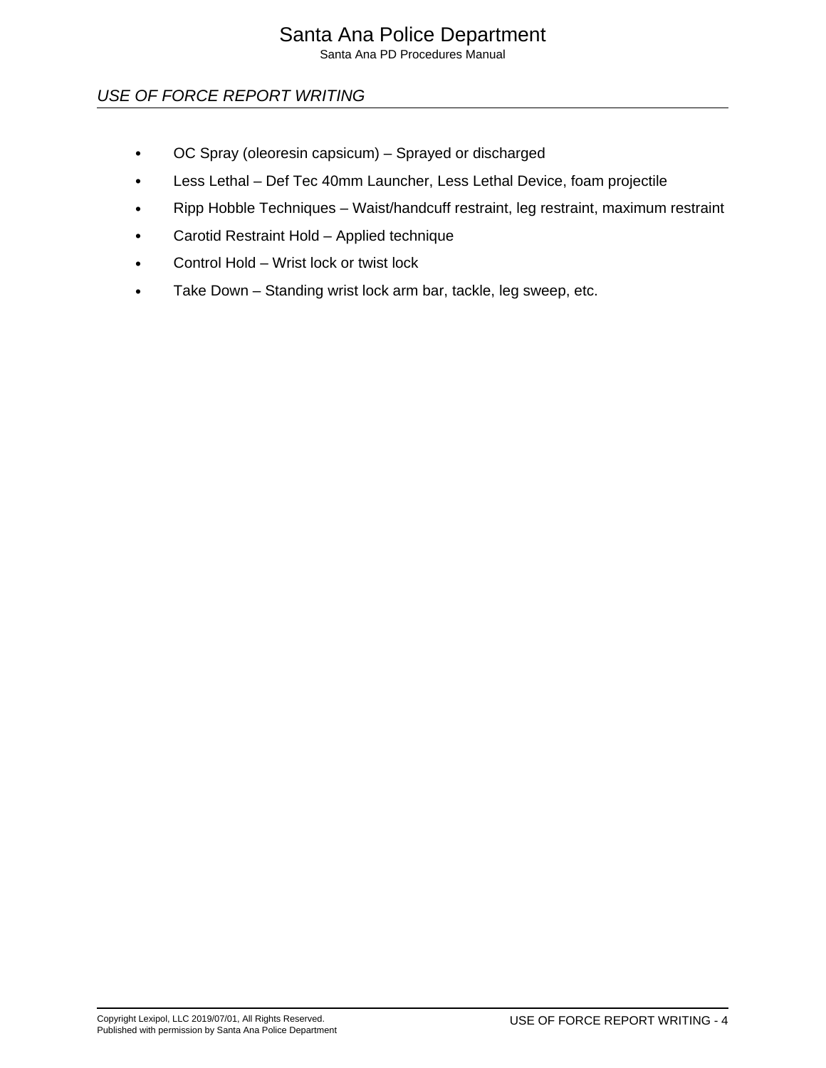- OC Spray (oleoresin capsicum) – Sprayed or discharged
- Less Lethal – Def Tec 40mm Launcher, Less Lethal Device, foam projectile
- Ripp Hobble Techniques – Waist/handcuff restraint, leg restraint, maximum restraint
- Carotid Restraint Hold – Applied technique
- Control Hold – Wrist lock or twist lock
- Take Down – Standing wrist lock arm bar, tackle, leg sweep, etc.